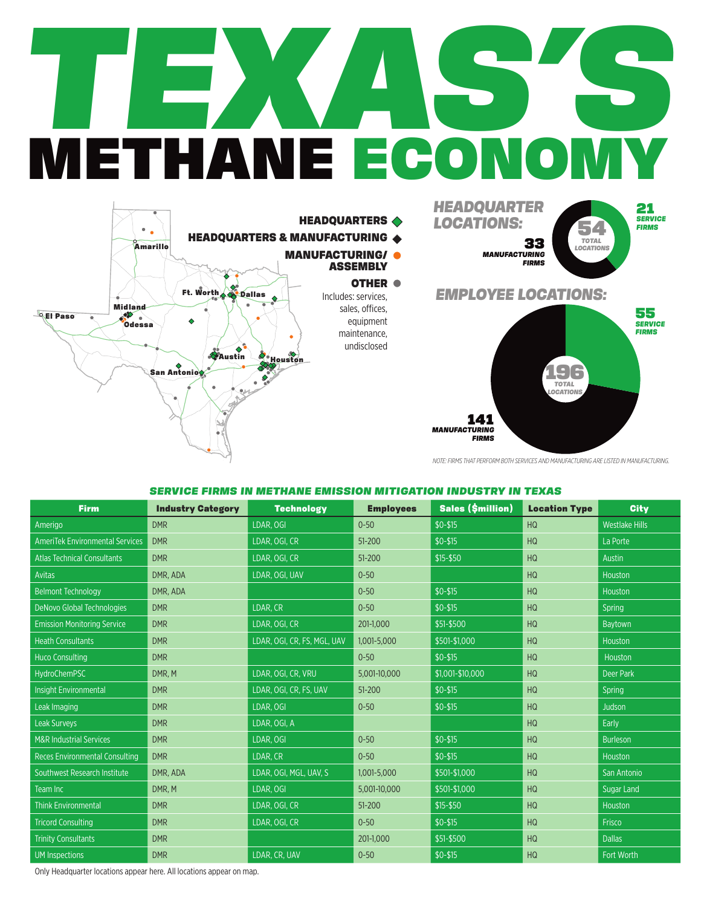# TEXAS'S METHANE ECONOMY

**HEADQUARTERS** ◇
**HEADQUARTERS & MANUFACTURING** ◆
**MANUFACTURING/ ASSEMBLY** ●
**OTHER** ●
Includes: services, sales, offices, equipment maintenance, undisclosed

Amarillo, El Paso, Midland, Odessa, Ft. Worth, Dallas, Austin, Houston, San Antonio

## HEADQUARTER LOCATIONS:

54 TOTAL LOCATIONS

- 21 SERVICE FIRMS
- 33 MANUFACTURING FIRMS

## EMPLOYEE LOCATIONS:

196 TOTAL LOCATIONS

- 55 SERVICE FIRMS
- 141 MANUFACTURING FIRMS

*NOTE: FIRMS THAT PERFORM BOTH SERVICES AND MANUFACTURING ARE LISTED IN MANUFACTURING.*

## SERVICE FIRMS IN METHANE EMISSION MITIGATION INDUSTRY IN TEXAS

| Firm | Industry Category | Technology | Employees | Sales ($million) | Location Type | City |
|---|---|---|---|---|---|---|
| Amerigo | DMR | LDAR, OGI | 0-50 | $0-$15 | HQ | Westlake Hills |
| AmeriTek Environmental Services | DMR | LDAR, OGI, CR | 51-200 | $0-$15 | HQ | La Porte |
| Atlas Technical Consultants | DMR | LDAR, OGI, CR | 51-200 | $15-$50 | HQ | Austin |
| Avitas | DMR, ADA | LDAR, OGI, UAV | 0-50 | | HQ | Houston |
| Belmont Technology | DMR, ADA | | 0-50 | $0-$15 | HQ | Houston |
| DeNovo Global Technologies | DMR | LDAR, CR | 0-50 | $0-$15 | HQ | Spring |
| Emission Monitoring Service | DMR | LDAR, OGI, CR | 201-1,000 | $51-$500 | HQ | Baytown |
| Heath Consultants | DMR | LDAR, OGI, CR, FS, MGL, UAV | 1,001-5,000 | $501-$1,000 | HQ | Houston |
| Huco Consulting | DMR | | 0-50 | $0-$15 | HQ | Houston |
| HydroChemPSC | DMR, M | LDAR, OGI, CR, VRU | 5,001-10,000 | $1,001-$10,000 | HQ | Deer Park |
| Insight Environmental | DMR | LDAR, OGI, CR, FS, UAV | 51-200 | $0-$15 | HQ | Spring |
| Leak Imaging | DMR | LDAR, OGI | 0-50 | $0-$15 | HQ | Judson |
| Leak Surveys | DMR | LDAR, OGI, A | | | HQ | Early |
| M&R Industrial Services | DMR | LDAR, OGI | 0-50 | $0-$15 | HQ | Burleson |
| Reces Environmental Consulting | DMR | LDAR, CR | 0-50 | $0-$15 | HQ | Houston |
| Southwest Research Institute | DMR, ADA | LDAR, OGI, MGL, UAV, S | 1,001-5,000 | $501-$1,000 | HQ | San Antonio |
| Team Inc | DMR, M | LDAR, OGI | 5,001-10,000 | $501-$1,000 | HQ | Sugar Land |
| Think Environmental | DMR | LDAR, OGI, CR | 51-200 | $15-$50 | HQ | Houston |
| Tricord Consulting | DMR | LDAR, OGI, CR | 0-50 | $0-$15 | HQ | Frisco |
| Trinity Consultants | DMR | | 201-1,000 | $51-$500 | HQ | Dallas |
| UM Inspections | DMR | LDAR, CR, UAV | 0-50 | $0-$15 | HQ | Fort Worth |

Only Headquarter locations appear here. All locations appear on map.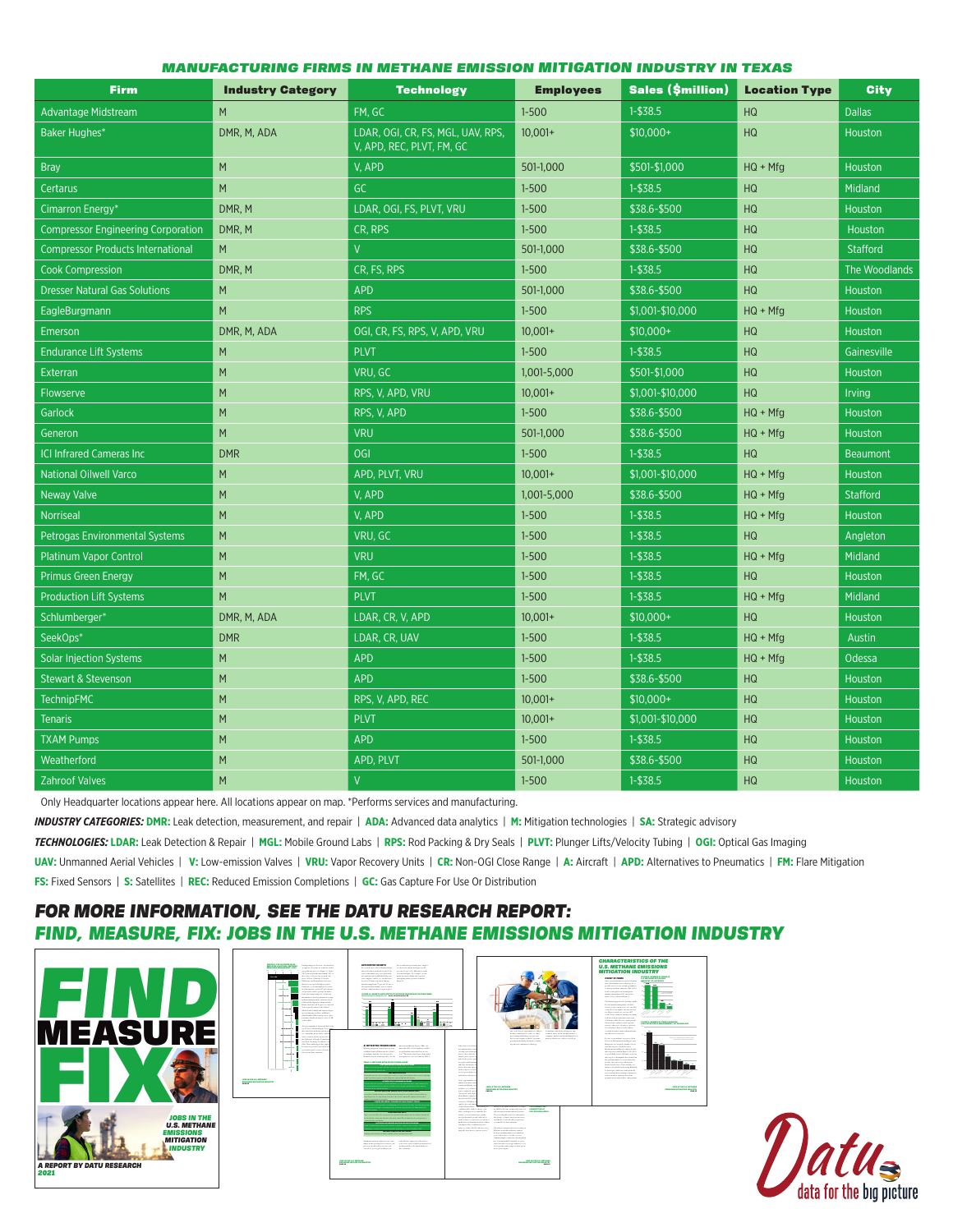## MANUFACTURING FIRMS IN METHANE EMISSION MITIGATION INDUSTRY IN TEXAS

| Firm | Industry Category | Technology | Employees | Sales ($million) | Location Type | City |
|---|---|---|---|---|---|---|
| Advantage Midstream | M | FM, GC | 1-500 | 1-$38.5 | HQ | Dallas |
| Baker Hughes* | DMR, M, ADA | LDAR, OGI, CR, FS, MGL, UAV, RPS, V, APD, REC, PLVT, FM, GC | 10,001+ | $10,000+ | HQ | Houston |
| Bray | M | V, APD | 501-1,000 | $501-$1,000 | HQ + Mfg | Houston |
| Certarus | M | GC | 1-500 | 1-$38.5 | HQ | Midland |
| Cimarron Energy* | DMR, M | LDAR, OGI, FS, PLVT, VRU | 1-500 | $38.6-$500 | HQ | Houston |
| Compressor Engineering Corporation | DMR, M | CR, RPS | 1-500 | 1-$38.5 | HQ | Houston |
| Compressor Products International | M | V | 501-1,000 | $38.6-$500 | HQ | Stafford |
| Cook Compression | DMR, M | CR, FS, RPS | 1-500 | 1-$38.5 | HQ | The Woodlands |
| Dresser Natural Gas Solutions | M | APD | 501-1,000 | $38.6-$500 | HQ | Houston |
| EagleBurgmann | M | RPS | 1-500 | $1,001-$10,000 | HQ + Mfg | Houston |
| Emerson | DMR, M, ADA | OGI, CR, FS, RPS, V, APD, VRU | 10,001+ | $10,000+ | HQ | Houston |
| Endurance Lift Systems | M | PLVT | 1-500 | 1-$38.5 | HQ | Gainesville |
| Exterran | M | VRU, GC | 1,001-5,000 | $501-$1,000 | HQ | Houston |
| Flowserve | M | RPS, V, APD, VRU | 10,001+ | $1,001-$10,000 | HQ | Irving |
| Garlock | M | RPS, V, APD | 1-500 | $38.6-$500 | HQ + Mfg | Houston |
| Generon | M | VRU | 501-1,000 | $38.6-$500 | HQ + Mfg | Houston |
| ICI Infrared Cameras Inc | DMR | OGI | 1-500 | 1-$38.5 | HQ | Beaumont |
| National Oilwell Varco | M | APD, PLVT, VRU | 10,001+ | $1,001-$10,000 | HQ + Mfg | Houston |
| Neway Valve | M | V, APD | 1,001-5,000 | $38.6-$500 | HQ + Mfg | Stafford |
| Norriseal | M | V, APD | 1-500 | 1-$38.5 | HQ + Mfg | Houston |
| Petrogas Environmental Systems | M | VRU, GC | 1-500 | 1-$38.5 | HQ | Angleton |
| Platinum Vapor Control | M | VRU | 1-500 | 1-$38.5 | HQ + Mfg | Midland |
| Primus Green Energy | M | FM, GC | 1-500 | 1-$38.5 | HQ | Houston |
| Production Lift Systems | M | PLVT | 1-500 | 1-$38.5 | HQ + Mfg | Midland |
| Schlumberger* | DMR, M, ADA | LDAR, CR, V, APD | 10,001+ | $10,000+ | HQ | Houston |
| SeekOps* | DMR | LDAR, CR, UAV | 1-500 | 1-$38.5 | HQ + Mfg | Austin |
| Solar Injection Systems | M | APD | 1-500 | 1-$38.5 | HQ + Mfg | Odessa |
| Stewart & Stevenson | M | APD | 1-500 | $38.6-$500 | HQ | Houston |
| TechnipFMC | M | RPS, V, APD, REC | 10,001+ | $10,000+ | HQ | Houston |
| Tenaris | M | PLVT | 10,001+ | $1,001-$10,000 | HQ | Houston |
| TXAM Pumps | M | APD | 1-500 | 1-$38.5 | HQ | Houston |
| Weatherford | M | APD, PLVT | 501-1,000 | $38.6-$500 | HQ | Houston |
| Zahroof Valves | M | V | 1-500 | 1-$38.5 | HQ | Houston |

Only Headquarter locations appear here. All locations appear on map. *Performs services and manufacturing.

***INDUSTRY CATEGORIES:*** **DMR:** Leak detection, measurement, and repair | **ADA:** Advanced data analytics | **M:** Mitigation technologies | **SA:** Strategic advisory

***TECHNOLOGIES:*** **LDAR:** Leak Detection & Repair | **MGL:** Mobile Ground Labs | **RPS:** Rod Packing & Dry Seals | **PLVT:** Plunger Lifts/Velocity Tubing | **OGI:** Optical Gas Imaging | **UAV:** Unmanned Aerial Vehicles | **V:** Low-emission Valves | **VRU:** Vapor Recovery Units | **CR:** Non-OGI Close Range | **A:** Aircraft | **APD:** Alternatives to Pneumatics | **FM:** Flare Mitigation | **FS:** Fixed Sensors | **S:** Satellites | **REC:** Reduced Emission Completions | **GC:** Gas Capture For Use Or Distribution

## *FOR MORE INFORMATION, SEE THE DATU RESEARCH REPORT:*
## *FIND, MEASURE, FIX: JOBS IN THE U.S. METHANE EMISSIONS MITIGATION INDUSTRY*

FIND MEASURE FIX

JOBS IN THE U.S. METHANE EMISSIONS MITIGATION INDUSTRY

A REPORT BY DATU RESEARCH 2021

Datu data for the big picture